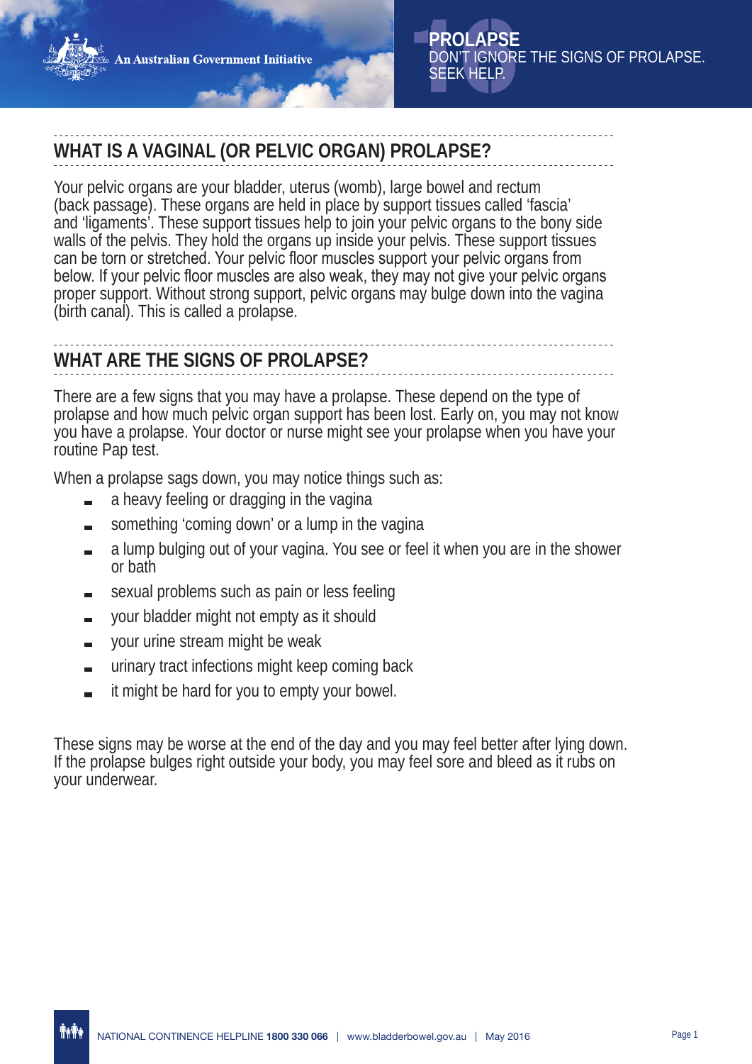An Australian Government Initiative

# PROLAPSE

DON'T IGNORE THE SIGNS OF PROLAPSE. SEEK HELP.

## WHAT IS A VAGINAL (OR PELVIC ORGAN) PROLAPSE?

Your pelvic organs are your bladder, uterus (womb), large bowel and rectum (back passage). These organs are held in place by support tissues called 'fascia' and 'ligaments'. These support tissues help to join your pelvic organs to the bony side walls of the pelvis. They hold the organs up inside your pelvis. These support tissues can be torn or stretched. Your pelvic floor muscles support your pelvic organs from below. If your pelvic floor muscles are also weak, they may not give your pelvic organs proper support. Without strong support, pelvic organs may bulge down into the vagina (birth canal). This is called a prolapse.

## WHAT ARE THE SIGNS OF PROLAPSE?

There are a few signs that you may have a prolapse. These depend on the type of prolapse and how much pelvic organ support has been lost. Early on, you may not know you have a prolapse. Your doctor or nurse might see your prolapse when you have your routine Pap test.

When a prolapse sags down, you may notice things such as:

- a heavy feeling or dragging in the vagina
- something 'coming down' or a lump in the vagina
- a lump bulging out of your vagina. You see or feel it when you are in the shower or bath
- sexual problems such as pain or less feeling
- your bladder might not empty as it should
- your urine stream might be weak
- urinary tract infections might keep coming back
- it might be hard for you to empty your bowel.

These signs may be worse at the end of the day and you may feel better after lying down. If the prolapse bulges right outside your body, you may feel sore and bleed as it rubs on your underwear.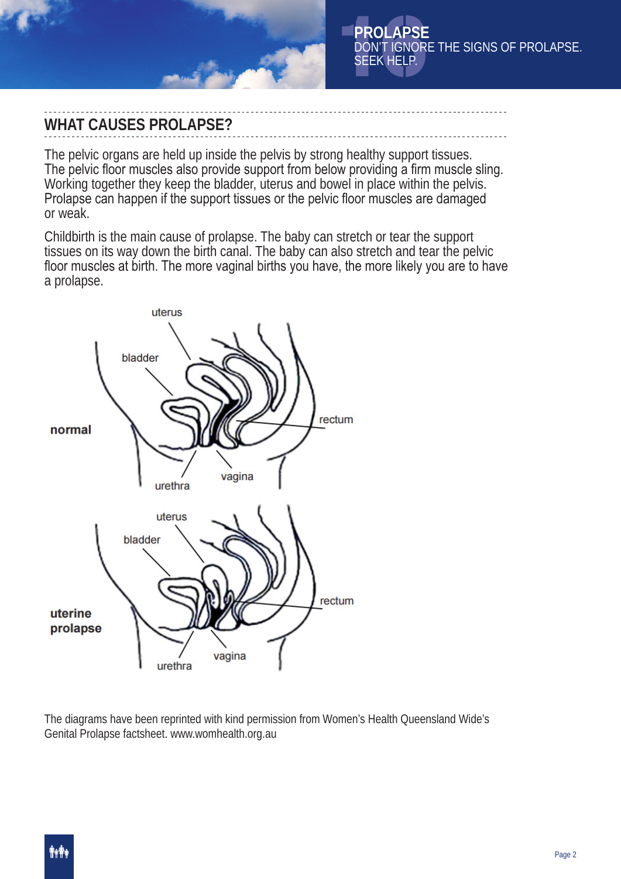# PROLAPSE

DON'T IGNORE THE SIGNS OF PROLAPSE. SEEK HELP.

## WHAT CAUSES PROLAPSE?

The pelvic organs are held up inside the pelvis by strong healthy support tissues. The pelvic floor muscles also provide support from below providing a firm muscle sling. Working together they keep the bladder, uterus and bowel in place within the pelvis. Prolapse can happen if the support tissues or the pelvic floor muscles are damaged or weak.

Childbirth is the main cause of prolapse. The baby can stretch or tear the support tissues on its way down the birth canal. The baby can also stretch and tear the pelvic floor muscles at birth. The more vaginal births you have, the more likely you are to have a prolapse.

**normal**

uterus, bladder, rectum, urethra, vagina

**uterine prolapse**

uterus, bladder, rectum, urethra, vagina

The diagrams have been reprinted with kind permission from Women's Health Queensland Wide's Genital Prolapse factsheet. www.womhealth.org.au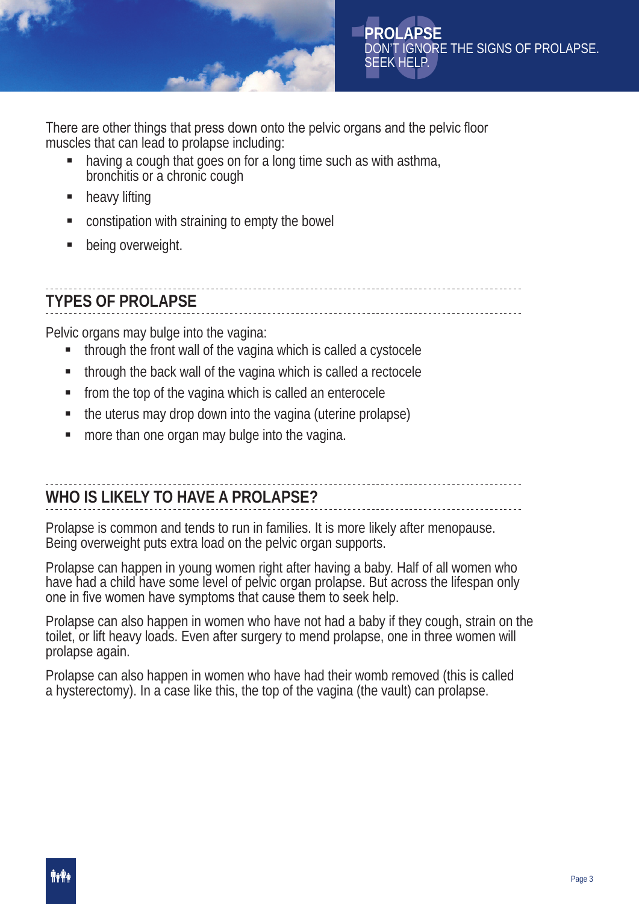There are other things that press down onto the pelvic organs and the pelvic floor muscles that can lead to prolapse including:

- having a cough that goes on for a long time such as with asthma, bronchitis or a chronic cough
- heavy lifting
- constipation with straining to empty the bowel
- being overweight.

## TYPES OF PROLAPSE

Pelvic organs may bulge into the vagina:

- through the front wall of the vagina which is called a cystocele
- through the back wall of the vagina which is called a rectocele
- from the top of the vagina which is called an enterocele
- the uterus may drop down into the vagina (uterine prolapse)
- more than one organ may bulge into the vagina.

## WHO IS LIKELY TO HAVE A PROLAPSE?

Prolapse is common and tends to run in families. It is more likely after menopause. Being overweight puts extra load on the pelvic organ supports.

Prolapse can happen in young women right after having a baby. Half of all women who have had a child have some level of pelvic organ prolapse. But across the lifespan only one in five women have symptoms that cause them to seek help.

Prolapse can also happen in women who have not had a baby if they cough, strain on the toilet, or lift heavy loads. Even after surgery to mend prolapse, one in three women will prolapse again.

Prolapse can also happen in women who have had their womb removed (this is called a hysterectomy). In a case like this, the top of the vagina (the vault) can prolapse.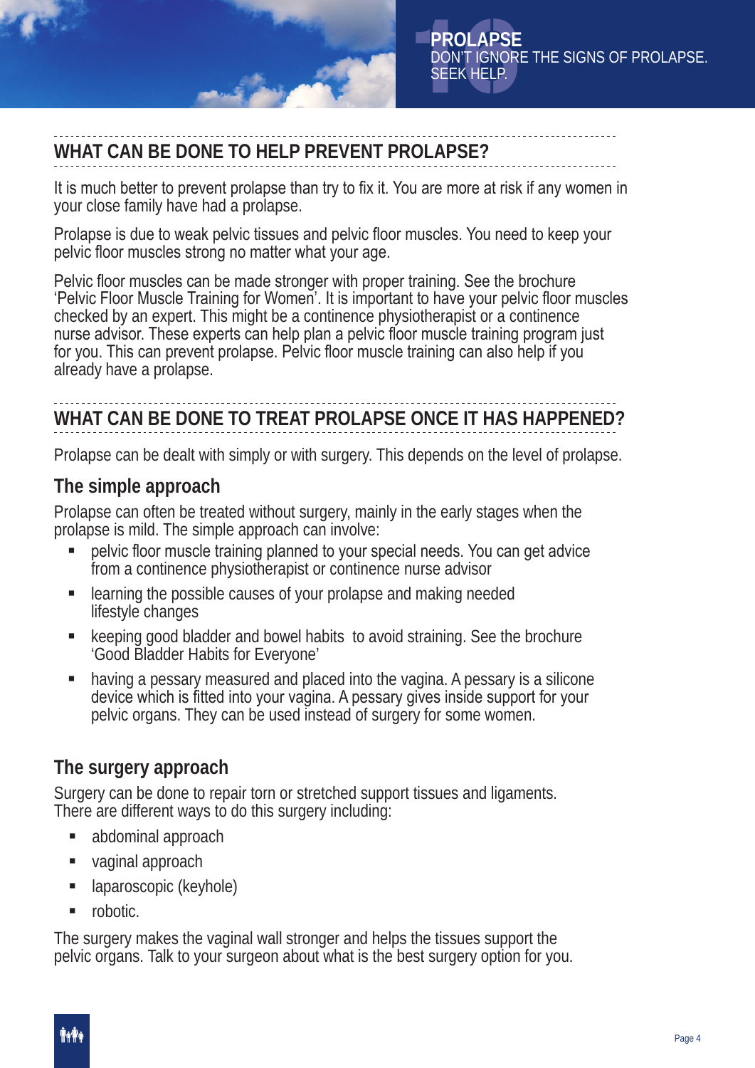## WHAT CAN BE DONE TO HELP PREVENT PROLAPSE?

It is much better to prevent prolapse than try to fix it. You are more at risk if any women in your close family have had a prolapse.

Prolapse is due to weak pelvic tissues and pelvic floor muscles. You need to keep your pelvic floor muscles strong no matter what your age.

Pelvic floor muscles can be made stronger with proper training. See the brochure 'Pelvic Floor Muscle Training for Women'. It is important to have your pelvic floor muscles checked by an expert. This might be a continence physiotherapist or a continence nurse advisor. These experts can help plan a pelvic floor muscle training program just for you. This can prevent prolapse. Pelvic floor muscle training can also help if you already have a prolapse.

## WHAT CAN BE DONE TO TREAT PROLAPSE ONCE IT HAS HAPPENED?

Prolapse can be dealt with simply or with surgery. This depends on the level of prolapse.

### The simple approach

Prolapse can often be treated without surgery, mainly in the early stages when the prolapse is mild. The simple approach can involve:

- pelvic floor muscle training planned to your special needs. You can get advice from a continence physiotherapist or continence nurse advisor
- learning the possible causes of your prolapse and making needed lifestyle changes
- keeping good bladder and bowel habits to avoid straining. See the brochure 'Good Bladder Habits for Everyone'
- having a pessary measured and placed into the vagina. A pessary is a silicone device which is fitted into your vagina. A pessary gives inside support for your pelvic organs. They can be used instead of surgery for some women.

### The surgery approach

Surgery can be done to repair torn or stretched support tissues and ligaments. There are different ways to do this surgery including:

- abdominal approach
- vaginal approach
- laparoscopic (keyhole)
- robotic.

The surgery makes the vaginal wall stronger and helps the tissues support the pelvic organs. Talk to your surgeon about what is the best surgery option for you.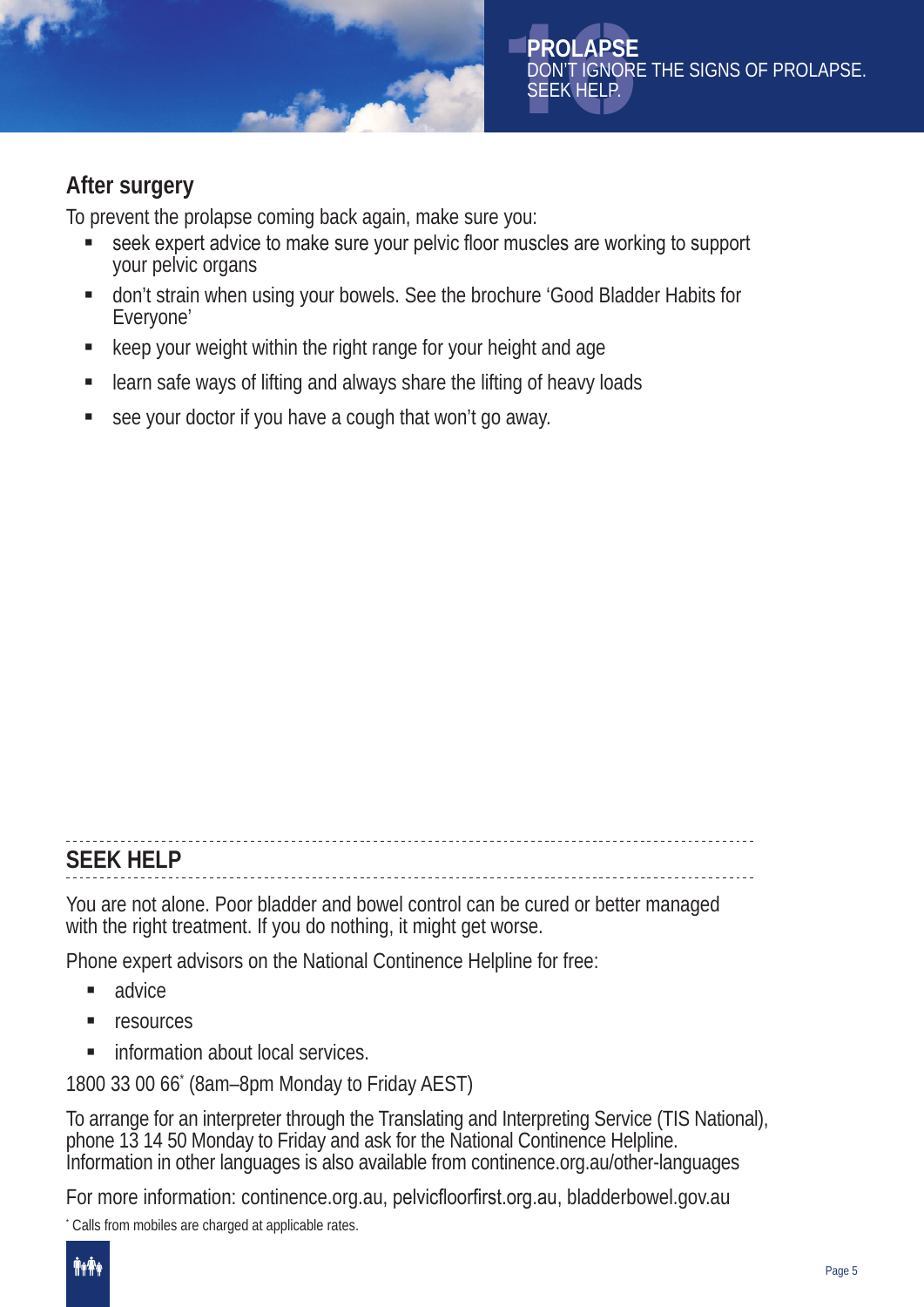## After surgery

To prevent the prolapse coming back again, make sure you:

- seek expert advice to make sure your pelvic floor muscles are working to support your pelvic organs
- don't strain when using your bowels. See the brochure 'Good Bladder Habits for Everyone'
- keep your weight within the right range for your height and age
- learn safe ways of lifting and always share the lifting of heavy loads
- see your doctor if you have a cough that won't go away.

## SEEK HELP

You are not alone. Poor bladder and bowel control can be cured or better managed with the right treatment. If you do nothing, it might get worse.

Phone expert advisors on the National Continence Helpline for free:

- advice
- resources
- information about local services.

1800 33 00 66* (8am–8pm Monday to Friday AEST)

To arrange for an interpreter through the Translating and Interpreting Service (TIS National), phone 13 14 50 Monday to Friday and ask for the National Continence Helpline. Information in other languages is also available from continence.org.au/other-languages

For more information: continence.org.au, pelvicfloorfirst.org.au, bladderbowel.gov.au

* Calls from mobiles are charged at applicable rates.